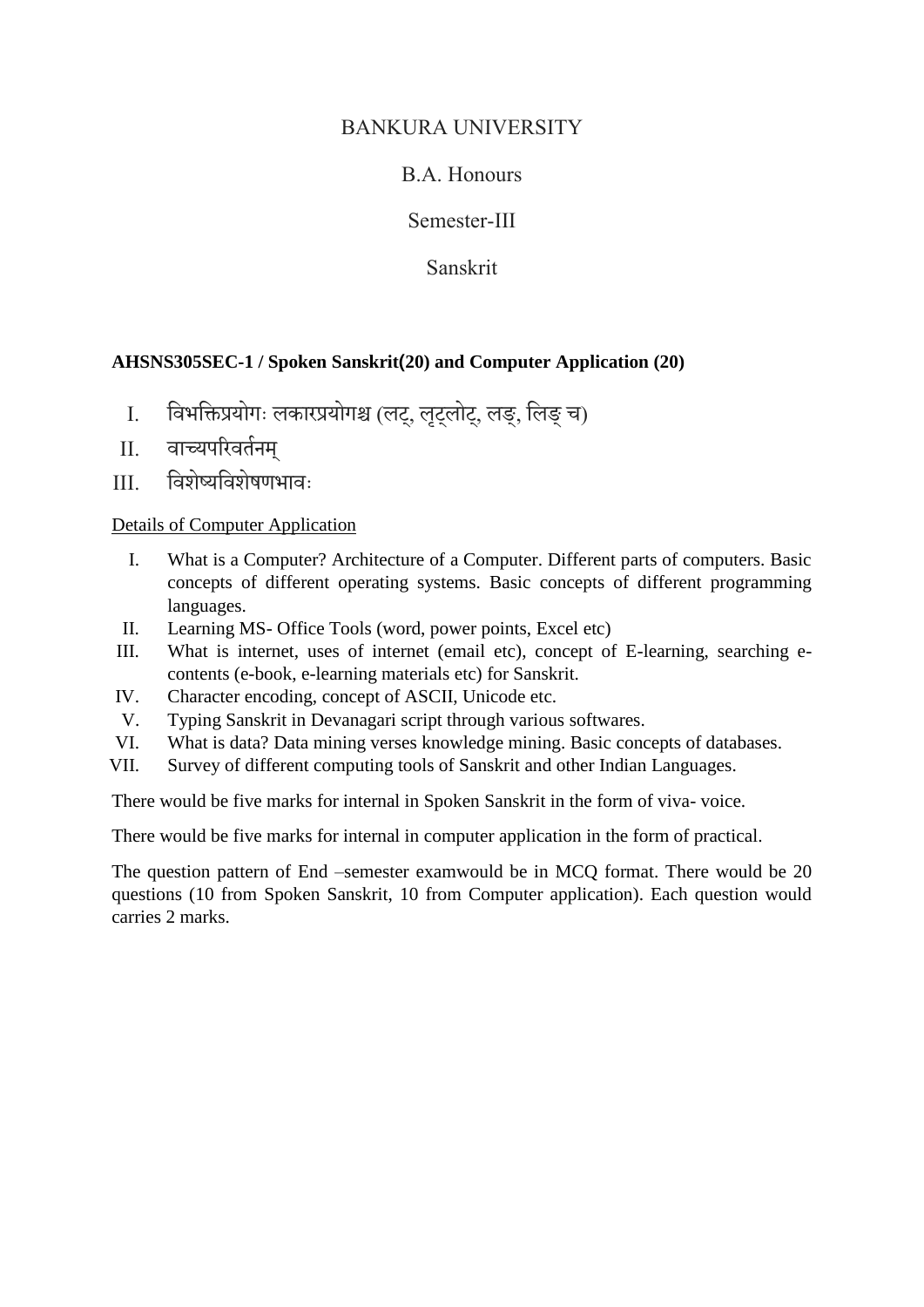# BANKURA UNIVERSITY

## B.A. Honours

## Semester-III

## Sanskrit

**AHSNS305SEC-1 / Spoken Sanskrit(20) and Computer Application (20)**

I. विभक्तिप्रयोगः लकारप्रयोगश्च (लट्, लृट्लोट्, लङ्, लिङ् च)

II. वाच्यपरिवर्तनम्

III. विशेष्यविशेषणभावः

<u>Details of Computer Application</u>

I. What is a Computer? Architecture of a Computer. Different parts of computers. Basic concepts of different operating systems. Basic concepts of different programming languages.

II. Learning MS- Office Tools (word, power points, Excel etc)

III. What is internet, uses of internet (email etc), concept of E-learning, searching e-contents (e-book, e-learning materials etc) for Sanskrit.

IV. Character encoding, concept of ASCII, Unicode etc.

V. Typing Sanskrit in Devanagari script through various softwares.

VI. What is data? Data mining verses knowledge mining. Basic concepts of databases.

VII. Survey of different computing tools of Sanskrit and other Indian Languages.

There would be five marks for internal in Spoken Sanskrit in the form of viva- voice.

There would be five marks for internal in computer application in the form of practical.

The question pattern of End –semester examwould be in MCQ format. There would be 20 questions (10 from Spoken Sanskrit, 10 from Computer application). Each question would carries 2 marks.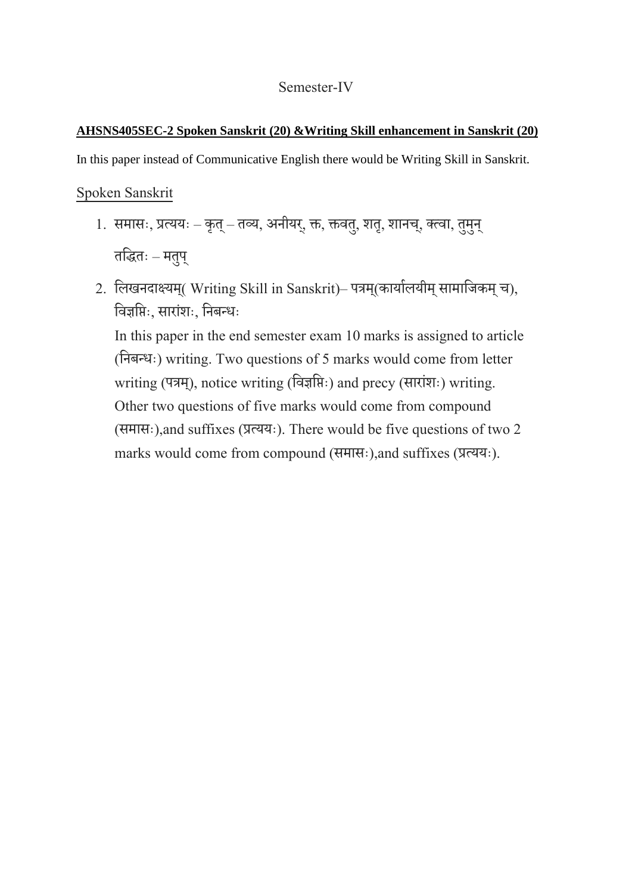Semester-IV

**AHSNS405SEC-2 Spoken Sanskrit (20) &Writing Skill enhancement in Sanskrit (20)**

In this paper instead of Communicative English there would be Writing Skill in Sanskrit.

Spoken Sanskrit

1. समासः, प्रत्ययः – कृत् – तव्य, अनीयर्, क्त, क्तवतु, शतृ, शानच्, क्त्वा, तुमुन्

   तद्धितः – मतुप्

2. लिखनदाक्ष्यम्( Writing Skill in Sanskrit)– पत्रम्(कार्यालयीम् सामाजिकम् च), विज्ञप्तिः, सारांशः, निबन्धः

   In this paper in the end semester exam 10 marks is assigned to article (निबन्धः) writing. Two questions of 5 marks would come from letter writing (पत्रम्), notice writing (विज्ञप्तिः) and precy (सारांशः) writing. Other two questions of five marks would come from compound (समासः),and suffixes (प्रत्ययः). There would be five questions of two 2 marks would come from compound (समासः),and suffixes (प्रत्ययः).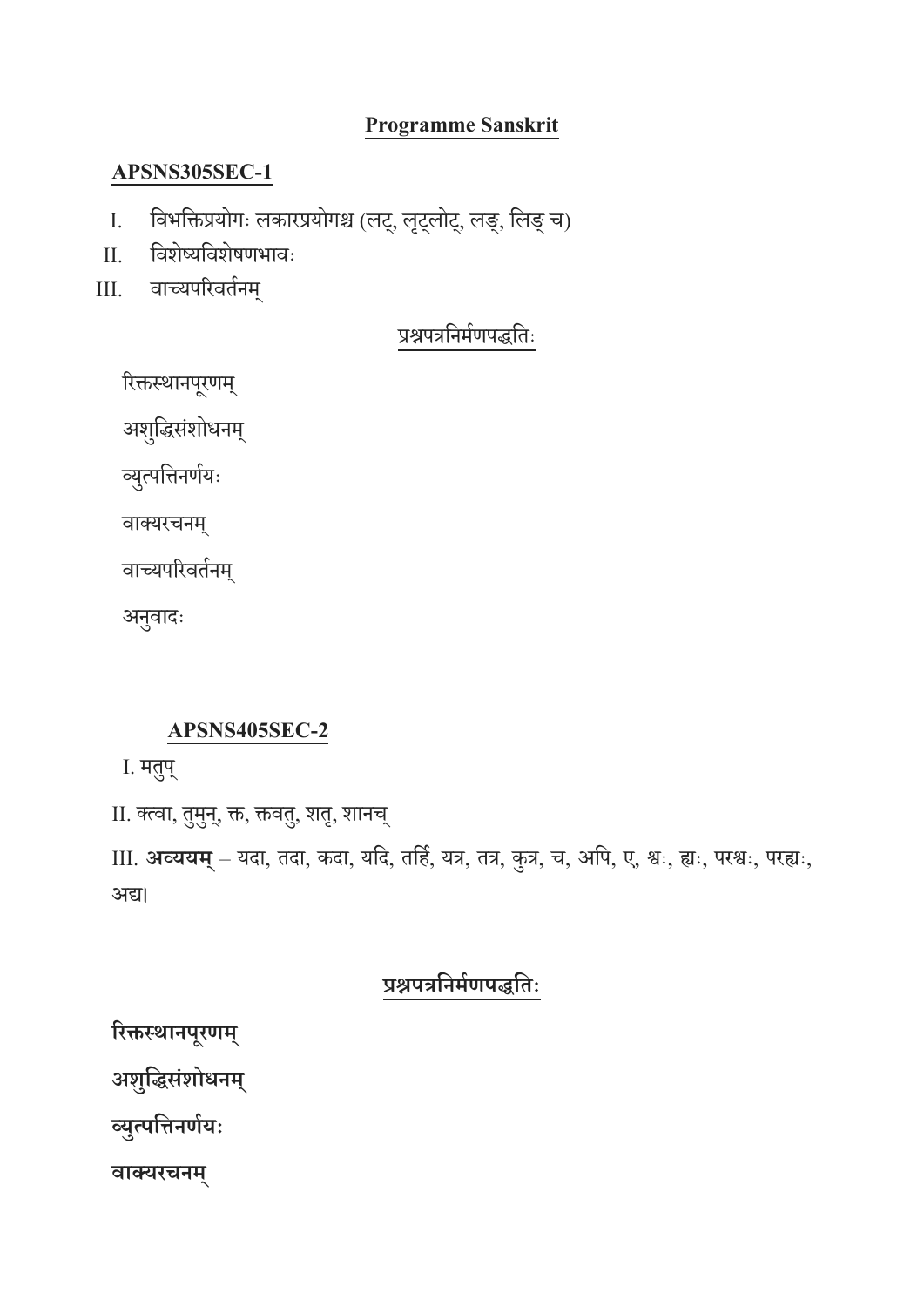## Programme Sanskrit

### APSNS305SEC-1

I. विभक्तिप्रयोगः लकारप्रयोगश्च (लट्, लृट्लोट्, लङ्, लिङ् च)

II. विशेष्यविशेषणभावः

III. वाच्यपरिवर्तनम्

प्रश्नपत्रनिर्मणपद्धतिः

रिक्तस्थानपूरणम्

अशुद्धिसंशोधनम्

व्युत्पत्तिनिर्णयः

वाक्यरचनम्

वाच्यपरिवर्तनम्

अनुवादः

### APSNS405SEC-2

I. मतुप्

II. क्त्वा, तुमुन्, क्त, क्तवतु, शतृ, शानच्

III. **अव्ययम्** – यदा, तदा, कदा, यदि, तर्हि, यत्र, तत्र, कुत्र, च, अपि, ए, श्वः, ह्यः, परश्वः, परह्यः, अद्य।

**प्रश्नपत्रनिर्मणपद्धतिः**

**रिक्तस्थानपूरणम्**

**अशुद्धिसंशोधनम्**

**व्युत्पत्तिनिर्णयः**

**वाक्यरचनम्**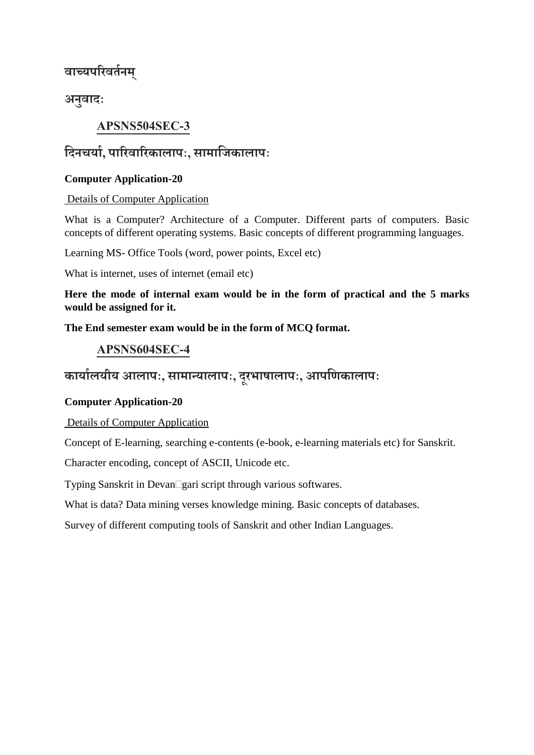वाच्यपरिवर्तनम्

अनुवादः

## APSNS504SEC-3

## दिनचर्या, पारिवारिकालापः, सामाजिकालापः

**Computer Application-20**

Details of Computer Application

What is a Computer? Architecture of a Computer. Different parts of computers. Basic concepts of different operating systems. Basic concepts of different programming languages.

Learning MS- Office Tools (word, power points, Excel etc)

What is internet, uses of internet (email etc)

**Here the mode of internal exam would be in the form of practical and the 5 marks would be assigned for it.**

**The End semester exam would be in the form of MCQ format.**

## APSNS604SEC-4

## कार्यालयीय आलापः, सामान्यालापः, दूरभाषालापः, आपणिकालापः

**Computer Application-20**

Details of Computer Application

Concept of E-learning, searching e-contents (e-book, e-learning materials etc) for Sanskrit.

Character encoding, concept of ASCII, Unicode etc.

Typing Sanskrit in Devanāgari script through various softwares.

What is data? Data mining verses knowledge mining. Basic concepts of databases.

Survey of different computing tools of Sanskrit and other Indian Languages.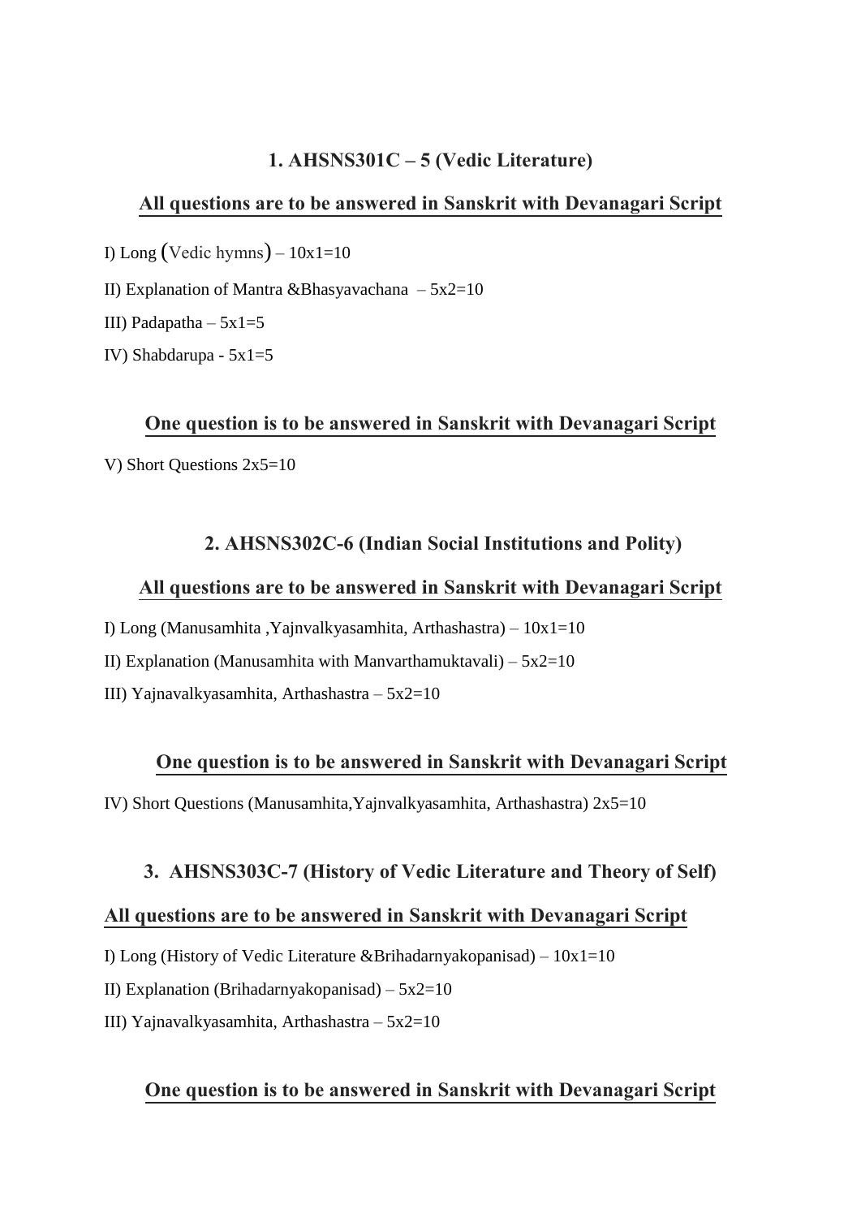### 1. AHSNS301C – 5 (Vedic Literature)

**All questions are to be answered in Sanskrit with Devanagari Script**

I) Long (Vedic hymns) – 10x1=10

II) Explanation of Mantra &Bhasyavachana – 5x2=10

III) Padapatha – 5x1=5

IV) Shabdarupa - 5x1=5

**One question is to be answered in Sanskrit with Devanagari Script**

V) Short Questions 2x5=10

### 2. AHSNS302C-6 (Indian Social Institutions and Polity)

**All questions are to be answered in Sanskrit with Devanagari Script**

I) Long (Manusamhita ,Yajnvalkyasamhita, Arthashastra) – 10x1=10

II) Explanation (Manusamhita with Manvarthamuktavali) – 5x2=10

III) Yajnavalkyasamhita, Arthashastra – 5x2=10

**One question is to be answered in Sanskrit with Devanagari Script**

IV) Short Questions (Manusamhita,Yajnvalkyasamhita, Arthashastra) 2x5=10

### 3. AHSNS303C-7 (History of Vedic Literature and Theory of Self)

**All questions are to be answered in Sanskrit with Devanagari Script**

I) Long (History of Vedic Literature &Brihadarnyakopanisad) – 10x1=10

II) Explanation (Brihadarnyakopanisad) – 5x2=10

III) Yajnavalkyasamhita, Arthashastra – 5x2=10

**One question is to be answered in Sanskrit with Devanagari Script**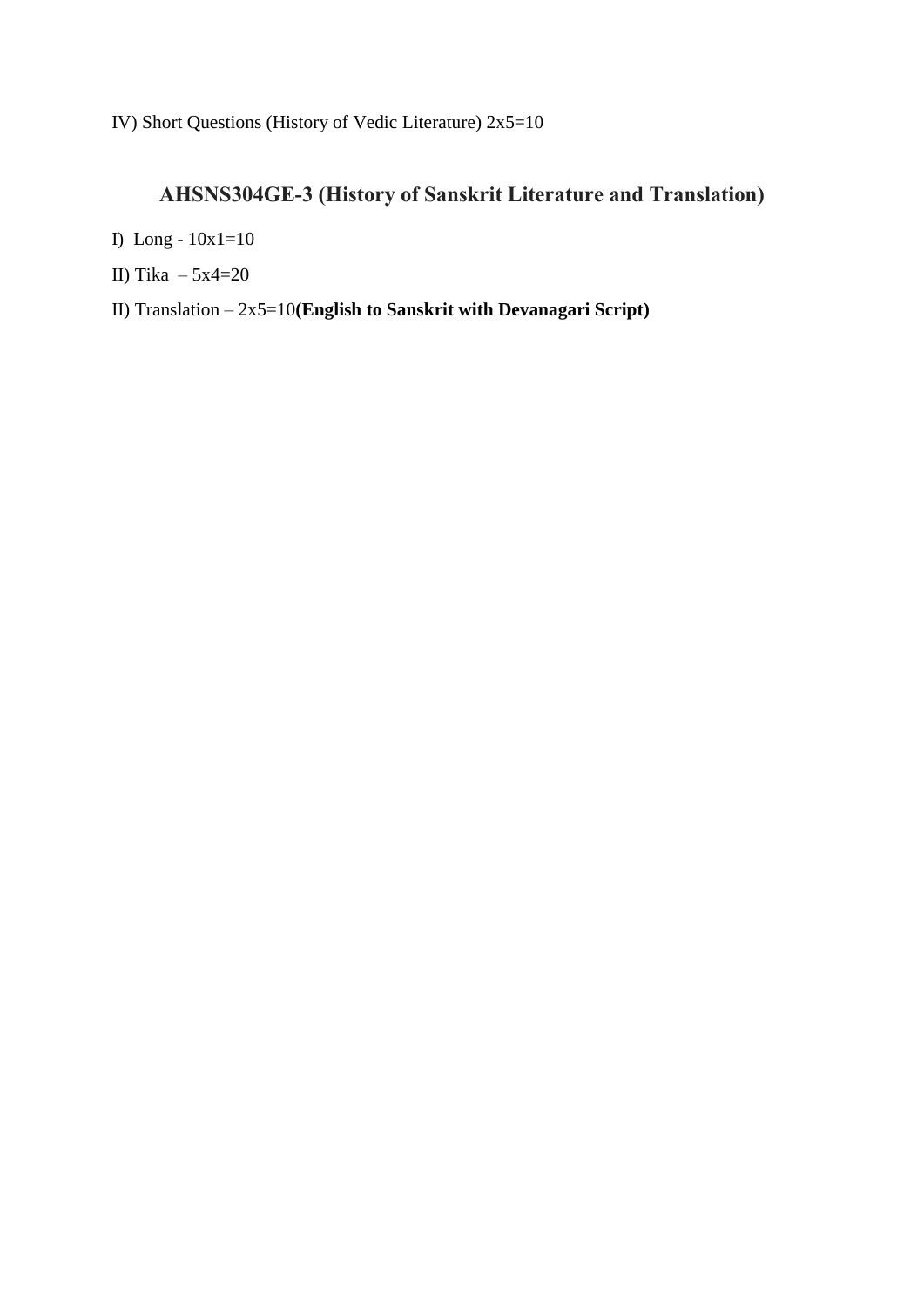IV) Short Questions (History of Vedic Literature) 2x5=10

## AHSNS304GE-3 (History of Sanskrit Literature and Translation)

I) Long - 10x1=10

II) Tika – 5x4=20

II) Translation – 2x5=10**(English to Sanskrit with Devanagari Script)**